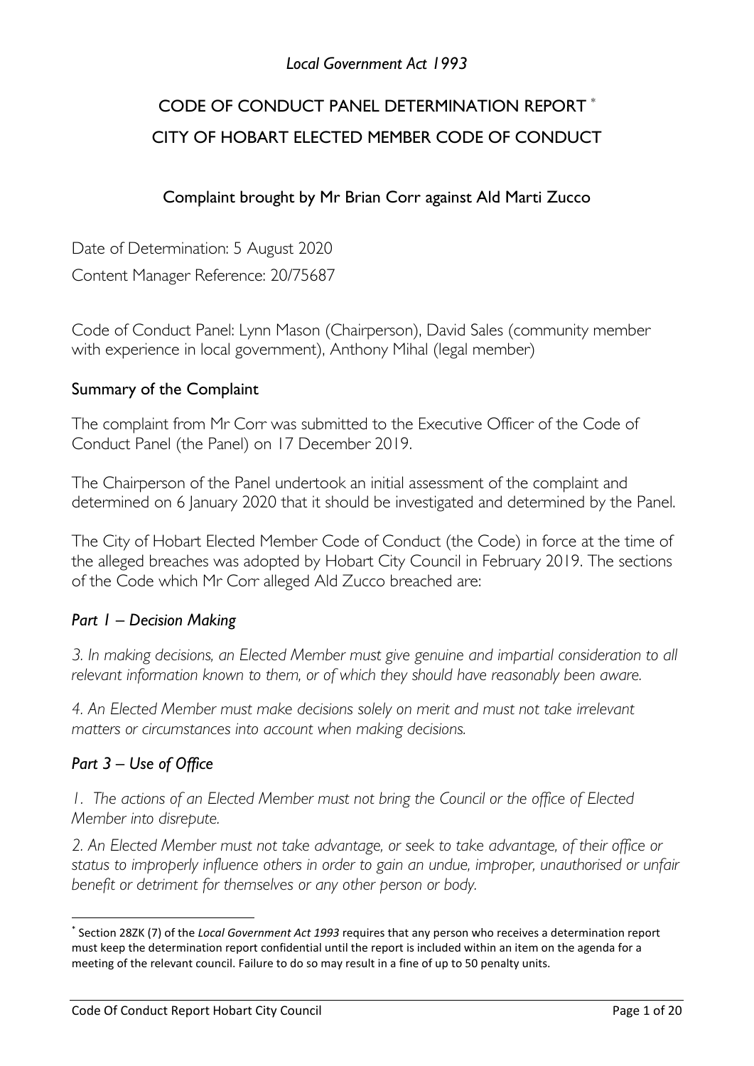*Local Government Act 1993*

# CODE OF CONDUCT PANEL DETERMINATION REPORT *

# CITY OF HOBART ELECTED MEMBER CODE OF CONDUCT

## Complaint brought by Mr Brian Corr against Ald Marti Zucco

Date of Determination: 5 August 2020

Content Manager Reference: 20/75687

Code of Conduct Panel: Lynn Mason (Chairperson), David Sales (community member with experience in local government), Anthony Mihal (legal member)

## Summary of the Complaint

The complaint from Mr Corr was submitted to the Executive Officer of the Code of Conduct Panel (the Panel) on 17 December 2019.

The Chairperson of the Panel undertook an initial assessment of the complaint and determined on 6 January 2020 that it should be investigated and determined by the Panel.

The City of Hobart Elected Member Code of Conduct (the Code) in force at the time of the alleged breaches was adopted by Hobart City Council in February 2019. The sections of the Code which Mr Corr alleged Ald Zucco breached are:

### *Part 1 – Decision Making*

*3. In making decisions, an Elected Member must give genuine and impartial consideration to all relevant information known to them, or of which they should have reasonably been aware.*

*4. An Elected Member must make decisions solely on merit and must not take irrelevant matters or circumstances into account when making decisions.*

### *Part 3 – Use of Office*

*1. The actions of an Elected Member must not bring the Council or the office of Elected Member into disrepute.*

*2. An Elected Member must not take advantage, or seek to take advantage, of their office or status to improperly influence others in order to gain an undue, improper, unauthorised or unfair benefit or detriment for themselves or any other person or body.*

---

* Section 28ZK (7) of the *Local Government Act 1993* requires that any person who receives a determination report must keep the determination report confidential until the report is included within an item on the agenda for a meeting of the relevant council. Failure to do so may result in a fine of up to 50 penalty units.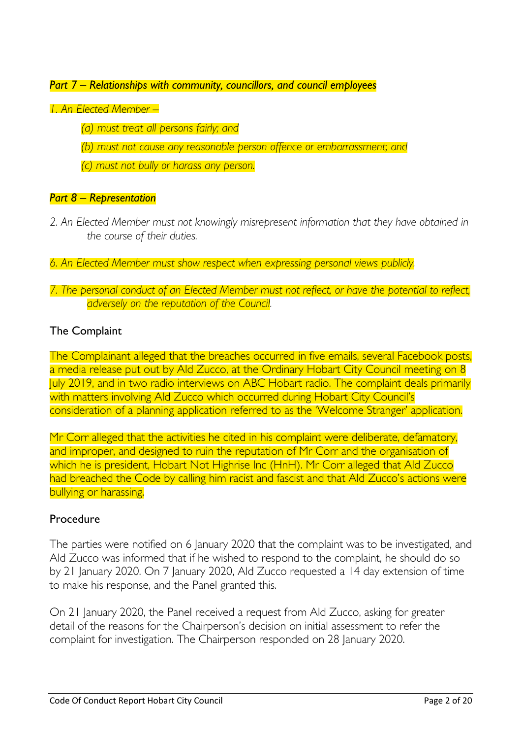***Part 7 – Relationships with community, councillors, and council employees***

*1. An Elected Member –*

*(a) must treat all persons fairly; and*

*(b) must not cause any reasonable person offence or embarrassment; and*

*(c) must not bully or harass any person.*

***Part 8 – Representation***

*2. An Elected Member must not knowingly misrepresent information that they have obtained in the course of their duties.*

*6. An Elected Member must show respect when expressing personal views publicly.*

*7. The personal conduct of an Elected Member must not reflect, or have the potential to reflect, adversely on the reputation of the Council.*

## The Complaint

The Complainant alleged that the breaches occurred in five emails, several Facebook posts, a media release put out by Ald Zucco, at the Ordinary Hobart City Council meeting on 8 July 2019, and in two radio interviews on ABC Hobart radio. The complaint deals primarily with matters involving Ald Zucco which occurred during Hobart City Council's consideration of a planning application referred to as the 'Welcome Stranger' application.

Mr Corr alleged that the activities he cited in his complaint were deliberate, defamatory, and improper, and designed to ruin the reputation of Mr Corr and the organisation of which he is president, Hobart Not Highrise Inc (HnH). Mr Corr alleged that Ald Zucco had breached the Code by calling him racist and fascist and that Ald Zucco's actions were bullying or harassing.

## Procedure

The parties were notified on 6 January 2020 that the complaint was to be investigated, and Ald Zucco was informed that if he wished to respond to the complaint, he should do so by 21 January 2020. On 7 January 2020, Ald Zucco requested a 14 day extension of time to make his response, and the Panel granted this.

On 21 January 2020, the Panel received a request from Ald Zucco, asking for greater detail of the reasons for the Chairperson's decision on initial assessment to refer the complaint for investigation. The Chairperson responded on 28 January 2020.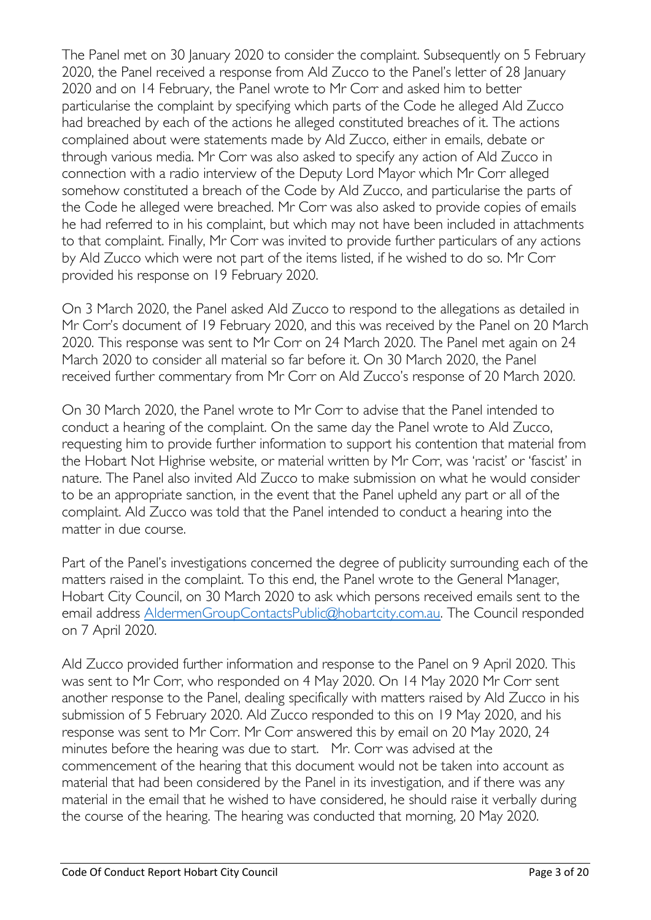The Panel met on 30 January 2020 to consider the complaint. Subsequently on 5 February 2020, the Panel received a response from Ald Zucco to the Panel's letter of 28 January 2020 and on 14 February, the Panel wrote to Mr Corr and asked him to better particularise the complaint by specifying which parts of the Code he alleged Ald Zucco had breached by each of the actions he alleged constituted breaches of it. The actions complained about were statements made by Ald Zucco, either in emails, debate or through various media. Mr Corr was also asked to specify any action of Ald Zucco in connection with a radio interview of the Deputy Lord Mayor which Mr Corr alleged somehow constituted a breach of the Code by Ald Zucco, and particularise the parts of the Code he alleged were breached. Mr Corr was also asked to provide copies of emails he had referred to in his complaint, but which may not have been included in attachments to that complaint. Finally, Mr Corr was invited to provide further particulars of any actions by Ald Zucco which were not part of the items listed, if he wished to do so. Mr Corr provided his response on 19 February 2020.

On 3 March 2020, the Panel asked Ald Zucco to respond to the allegations as detailed in Mr Corr's document of 19 February 2020, and this was received by the Panel on 20 March 2020. This response was sent to Mr Corr on 24 March 2020. The Panel met again on 24 March 2020 to consider all material so far before it. On 30 March 2020, the Panel received further commentary from Mr Corr on Ald Zucco's response of 20 March 2020.

On 30 March 2020, the Panel wrote to Mr Corr to advise that the Panel intended to conduct a hearing of the complaint. On the same day the Panel wrote to Ald Zucco, requesting him to provide further information to support his contention that material from the Hobart Not Highrise website, or material written by Mr Corr, was 'racist' or 'fascist' in nature. The Panel also invited Ald Zucco to make submission on what he would consider to be an appropriate sanction, in the event that the Panel upheld any part or all of the complaint. Ald Zucco was told that the Panel intended to conduct a hearing into the matter in due course.

Part of the Panel's investigations concerned the degree of publicity surrounding each of the matters raised in the complaint. To this end, the Panel wrote to the General Manager, Hobart City Council, on 30 March 2020 to ask which persons received emails sent to the email address AldermenGroupContactsPublic@hobartcity.com.au. The Council responded on 7 April 2020.

Ald Zucco provided further information and response to the Panel on 9 April 2020. This was sent to Mr Corr, who responded on 4 May 2020. On 14 May 2020 Mr Corr sent another response to the Panel, dealing specifically with matters raised by Ald Zucco in his submission of 5 February 2020. Ald Zucco responded to this on 19 May 2020, and his response was sent to Mr Corr. Mr Corr answered this by email on 20 May 2020, 24 minutes before the hearing was due to start. Mr. Corr was advised at the commencement of the hearing that this document would not be taken into account as material that had been considered by the Panel in its investigation, and if there was any material in the email that he wished to have considered, he should raise it verbally during the course of the hearing. The hearing was conducted that morning, 20 May 2020.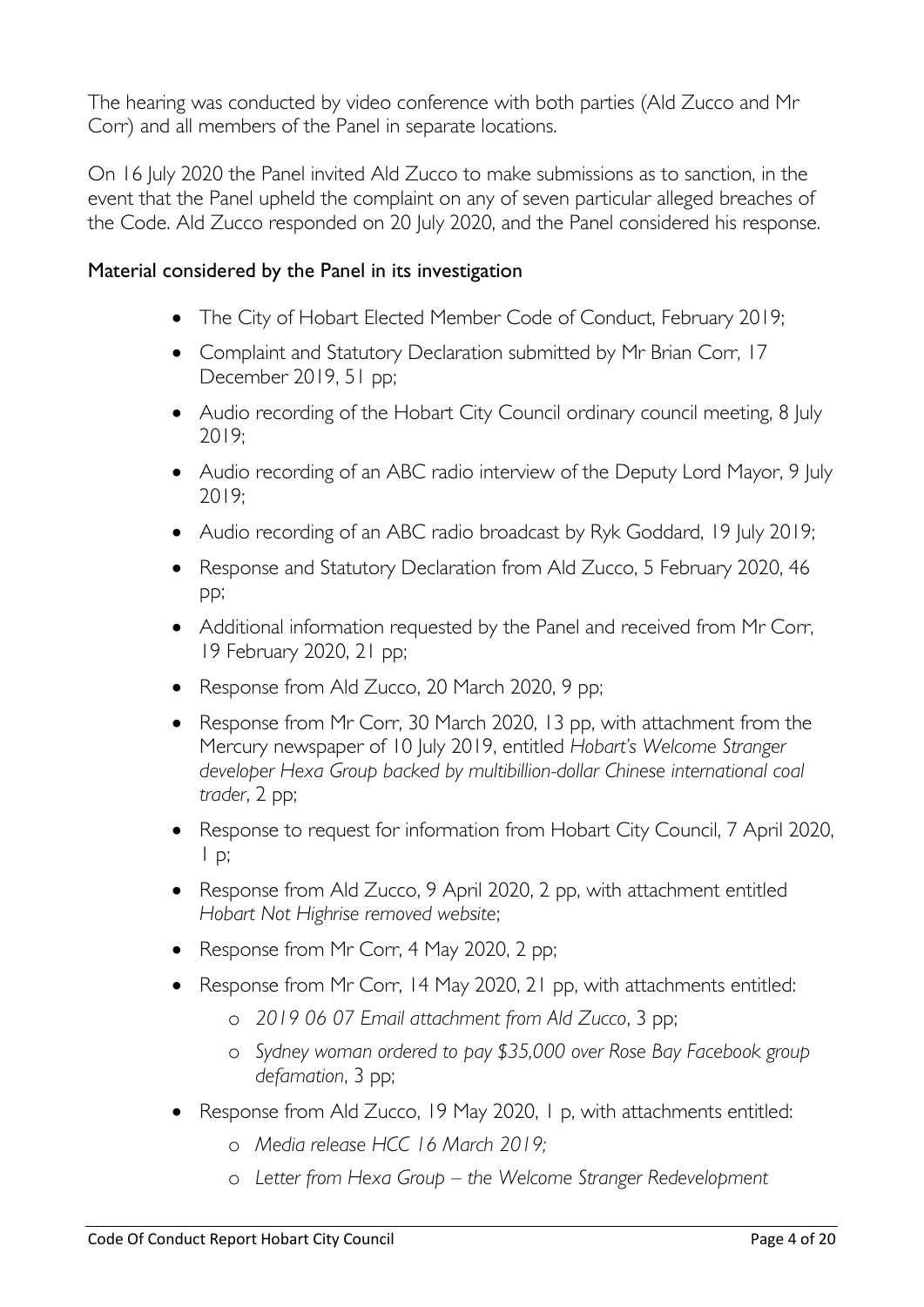The hearing was conducted by video conference with both parties (Ald Zucco and Mr Corr) and all members of the Panel in separate locations.

On 16 July 2020 the Panel invited Ald Zucco to make submissions as to sanction, in the event that the Panel upheld the complaint on any of seven particular alleged breaches of the Code. Ald Zucco responded on 20 July 2020, and the Panel considered his response.

## Material considered by the Panel in its investigation

- The City of Hobart Elected Member Code of Conduct, February 2019;
- Complaint and Statutory Declaration submitted by Mr Brian Corr, 17 December 2019, 51 pp;
- Audio recording of the Hobart City Council ordinary council meeting, 8 July 2019;
- Audio recording of an ABC radio interview of the Deputy Lord Mayor, 9 July 2019;
- Audio recording of an ABC radio broadcast by Ryk Goddard, 19 July 2019;
- Response and Statutory Declaration from Ald Zucco, 5 February 2020, 46 pp;
- Additional information requested by the Panel and received from Mr Corr, 19 February 2020, 21 pp;
- Response from Ald Zucco, 20 March 2020, 9 pp;
- Response from Mr Corr, 30 March 2020, 13 pp, with attachment from the Mercury newspaper of 10 July 2019, entitled *Hobart's Welcome Stranger developer Hexa Group backed by multibillion-dollar Chinese international coal trader*, 2 pp;
- Response to request for information from Hobart City Council, 7 April 2020, 1 p;
- Response from Ald Zucco, 9 April 2020, 2 pp, with attachment entitled *Hobart Not Highrise removed website*;
- Response from Mr Corr, 4 May 2020, 2 pp;
- Response from Mr Corr, 14 May 2020, 21 pp, with attachments entitled:
  - *2019 06 07 Email attachment from Ald Zucco*, 3 pp;
  - *Sydney woman ordered to pay $35,000 over Rose Bay Facebook group defamation*, 3 pp;
- Response from Ald Zucco, 19 May 2020, 1 p, with attachments entitled:
  - *Media release HCC 16 March 2019;*
  - *Letter from Hexa Group – the Welcome Stranger Redevelopment*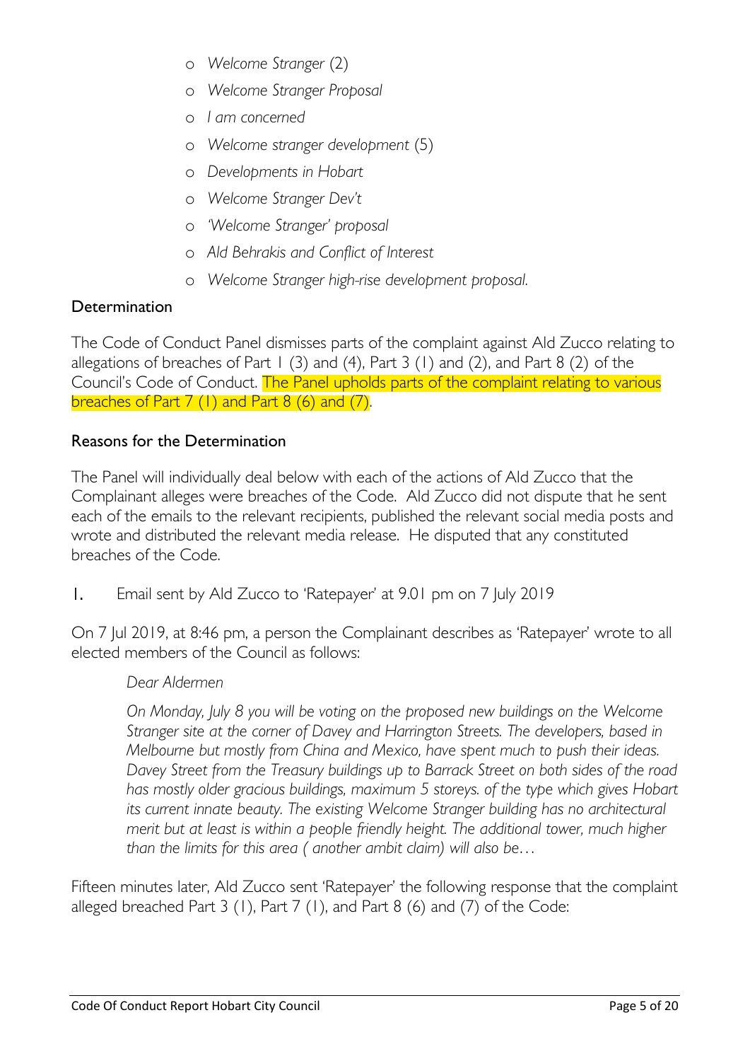- *Welcome Stranger* (2)
- *Welcome Stranger Proposal*
- *I am concerned*
- *Welcome stranger development* (5)
- *Developments in Hobart*
- *Welcome Stranger Dev't*
- *'Welcome Stranger' proposal*
- *Ald Behrakis and Conflict of Interest*
- *Welcome Stranger high-rise development proposal.*

## Determination

The Code of Conduct Panel dismisses parts of the complaint against Ald Zucco relating to allegations of breaches of Part 1 (3) and (4), Part 3 (1) and (2), and Part 8 (2) of the Council's Code of Conduct. The Panel upholds parts of the complaint relating to various breaches of Part 7 (1) and Part 8 (6) and (7).

## Reasons for the Determination

The Panel will individually deal below with each of the actions of Ald Zucco that the Complainant alleges were breaches of the Code. Ald Zucco did not dispute that he sent each of the emails to the relevant recipients, published the relevant social media posts and wrote and distributed the relevant media release. He disputed that any constituted breaches of the Code.

1. Email sent by Ald Zucco to 'Ratepayer' at 9.01 pm on 7 July 2019

On 7 Jul 2019, at 8:46 pm, a person the Complainant describes as 'Ratepayer' wrote to all elected members of the Council as follows:

> *Dear Aldermen*
>
> *On Monday, July 8 you will be voting on the proposed new buildings on the Welcome Stranger site at the corner of Davey and Harrington Streets. The developers, based in Melbourne but mostly from China and Mexico, have spent much to push their ideas. Davey Street from the Treasury buildings up to Barrack Street on both sides of the road has mostly older gracious buildings, maximum 5 storeys. of the type which gives Hobart its current innate beauty. The existing Welcome Stranger building has no architectural merit but at least is within a people friendly height. The additional tower, much higher than the limits for this area ( another ambit claim) will also be…*

Fifteen minutes later, Ald Zucco sent 'Ratepayer' the following response that the complaint alleged breached Part 3 (1), Part 7 (1), and Part 8 (6) and (7) of the Code: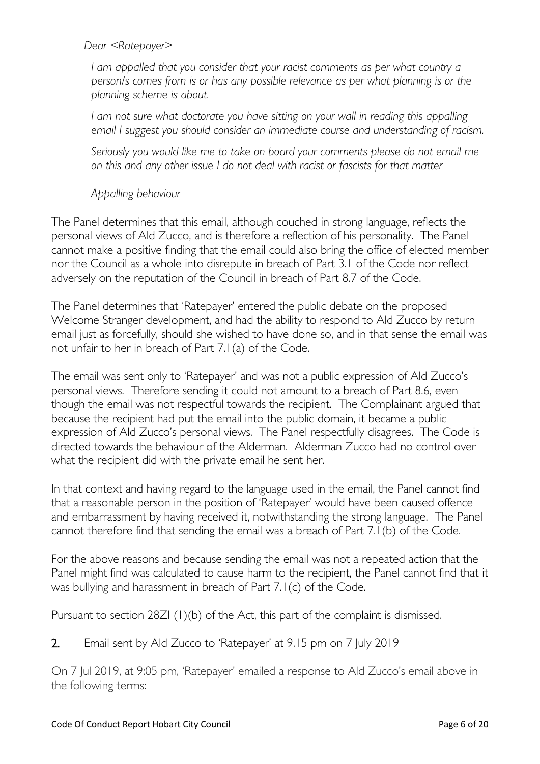*Dear <Ratepayer>*

> *I am appalled that you consider that your racist comments as per what country a person/s comes from is or has any possible relevance as per what planning is or the planning scheme is about.*
>
> *I am not sure what doctorate you have sitting on your wall in reading this appalling email I suggest you should consider an immediate course and understanding of racism.*
>
> *Seriously you would like me to take on board your comments please do not email me on this and any other issue I do not deal with racist or fascists for that matter*
>
> *Appalling behaviour*

The Panel determines that this email, although couched in strong language, reflects the personal views of Ald Zucco, and is therefore a reflection of his personality. The Panel cannot make a positive finding that the email could also bring the office of elected member nor the Council as a whole into disrepute in breach of Part 3.1 of the Code nor reflect adversely on the reputation of the Council in breach of Part 8.7 of the Code.

The Panel determines that 'Ratepayer' entered the public debate on the proposed Welcome Stranger development, and had the ability to respond to Ald Zucco by return email just as forcefully, should she wished to have done so, and in that sense the email was not unfair to her in breach of Part 7.1(a) of the Code.

The email was sent only to 'Ratepayer' and was not a public expression of Ald Zucco's personal views. Therefore sending it could not amount to a breach of Part 8.6, even though the email was not respectful towards the recipient. The Complainant argued that because the recipient had put the email into the public domain, it became a public expression of Ald Zucco's personal views. The Panel respectfully disagrees. The Code is directed towards the behaviour of the Alderman. Alderman Zucco had no control over what the recipient did with the private email he sent her.

In that context and having regard to the language used in the email, the Panel cannot find that a reasonable person in the position of 'Ratepayer' would have been caused offence and embarrassment by having received it, notwithstanding the strong language. The Panel cannot therefore find that sending the email was a breach of Part 7.1(b) of the Code.

For the above reasons and because sending the email was not a repeated action that the Panel might find was calculated to cause harm to the recipient, the Panel cannot find that it was bullying and harassment in breach of Part 7.1(c) of the Code.

Pursuant to section 28ZI (1)(b) of the Act, this part of the complaint is dismissed.

**2.** Email sent by Ald Zucco to 'Ratepayer' at 9.15 pm on 7 July 2019

On 7 Jul 2019, at 9:05 pm, 'Ratepayer' emailed a response to Ald Zucco's email above in the following terms: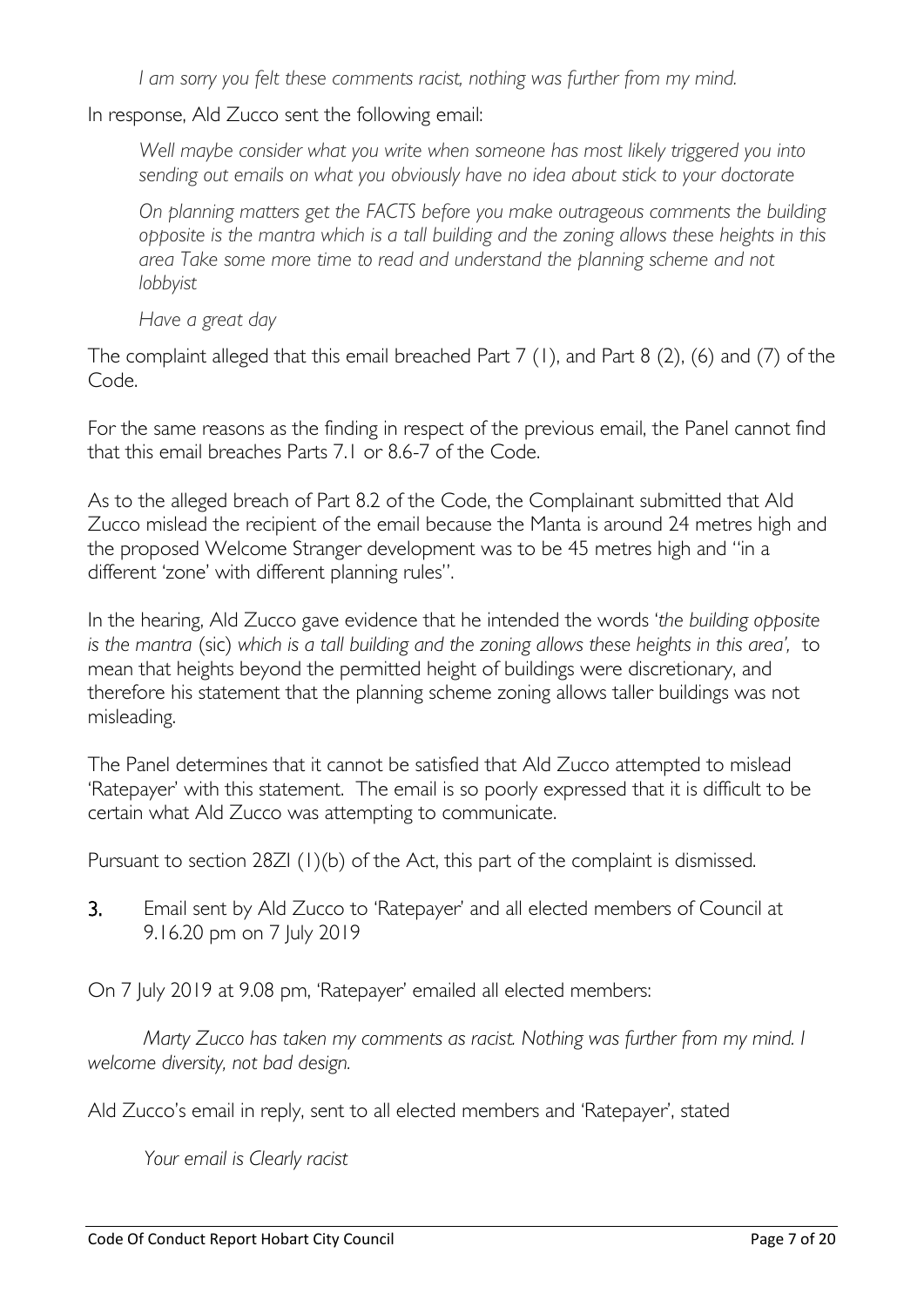*I am sorry you felt these comments racist, nothing was further from my mind.*

In response, Ald Zucco sent the following email:

> *Well maybe consider what you write when someone has most likely triggered you into sending out emails on what you obviously have no idea about stick to your doctorate*
>
> *On planning matters get the FACTS before you make outrageous comments the building opposite is the mantra which is a tall building and the zoning allows these heights in this area Take some more time to read and understand the planning scheme and not lobbyist*
>
> *Have a great day*

The complaint alleged that this email breached Part 7 (1), and Part 8 (2), (6) and (7) of the Code.

For the same reasons as the finding in respect of the previous email, the Panel cannot find that this email breaches Parts 7.1 or 8.6-7 of the Code.

As to the alleged breach of Part 8.2 of the Code, the Complainant submitted that Ald Zucco mislead the recipient of the email because the Manta is around 24 metres high and the proposed Welcome Stranger development was to be 45 metres high and "in a different 'zone' with different planning rules".

In the hearing, Ald Zucco gave evidence that he intended the words '*the building opposite is the mantra* (sic) *which is a tall building and the zoning allows these heights in this area',* to mean that heights beyond the permitted height of buildings were discretionary, and therefore his statement that the planning scheme zoning allows taller buildings was not misleading.

The Panel determines that it cannot be satisfied that Ald Zucco attempted to mislead 'Ratepayer' with this statement. The email is so poorly expressed that it is difficult to be certain what Ald Zucco was attempting to communicate.

Pursuant to section 28ZI (1)(b) of the Act, this part of the complaint is dismissed.

**3.** Email sent by Ald Zucco to 'Ratepayer' and all elected members of Council at 9.16.20 pm on 7 July 2019

On 7 July 2019 at 9.08 pm, 'Ratepayer' emailed all elected members:

> *Marty Zucco has taken my comments as racist. Nothing was further from my mind. I welcome diversity, not bad design.*

Ald Zucco's email in reply, sent to all elected members and 'Ratepayer', stated

> *Your email is Clearly racist*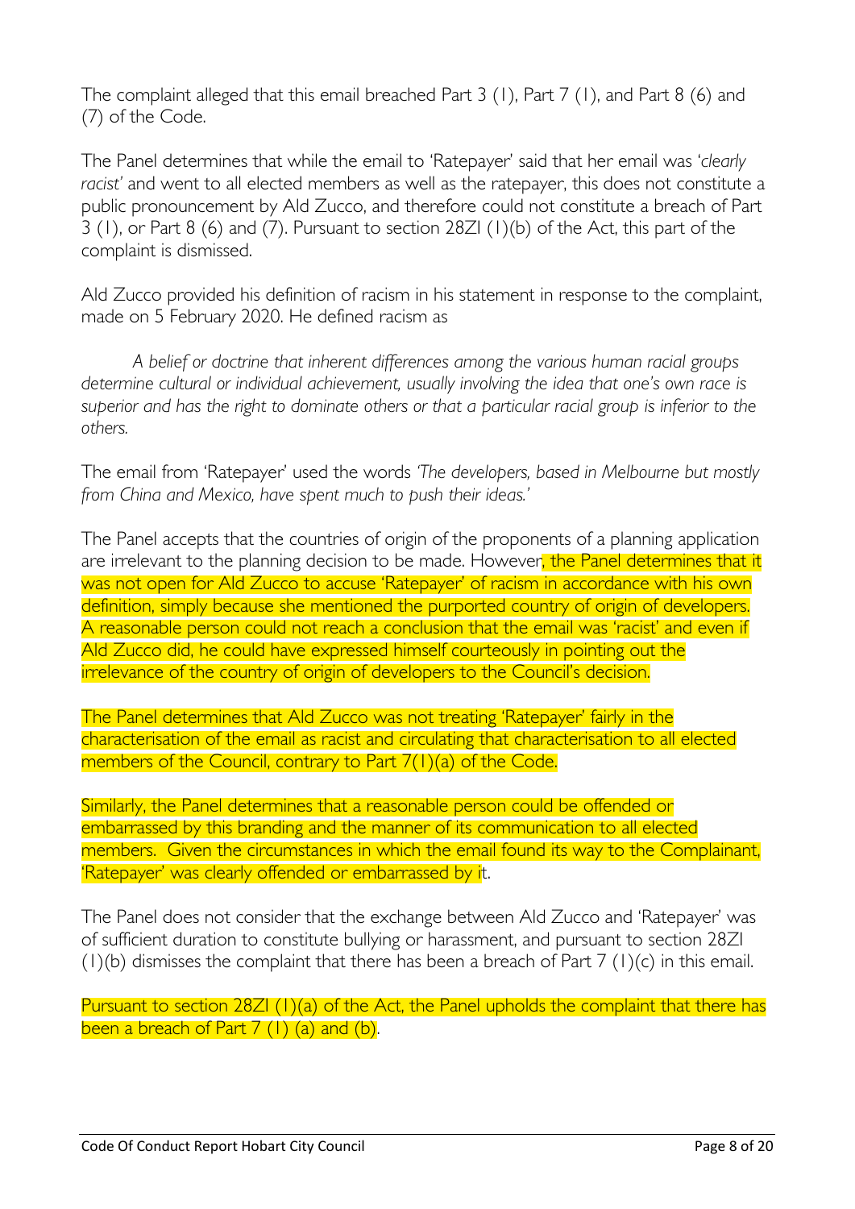The complaint alleged that this email breached Part 3 (1), Part 7 (1), and Part 8 (6) and (7) of the Code.

The Panel determines that while the email to 'Ratepayer' said that her email was '*clearly racist*' and went to all elected members as well as the ratepayer, this does not constitute a public pronouncement by Ald Zucco, and therefore could not constitute a breach of Part 3 (1), or Part 8 (6) and (7). Pursuant to section 28ZI (1)(b) of the Act, this part of the complaint is dismissed.

Ald Zucco provided his definition of racism in his statement in response to the complaint, made on 5 February 2020. He defined racism as

> *A belief or doctrine that inherent differences among the various human racial groups determine cultural or individual achievement, usually involving the idea that one's own race is superior and has the right to dominate others or that a particular racial group is inferior to the others.*

The email from 'Ratepayer' used the words *'The developers, based in Melbourne but mostly from China and Mexico, have spent much to push their ideas.'*

The Panel accepts that the countries of origin of the proponents of a planning application are irrelevant to the planning decision to be made. However, the Panel determines that it was not open for Ald Zucco to accuse 'Ratepayer' of racism in accordance with his own definition, simply because she mentioned the purported country of origin of developers. A reasonable person could not reach a conclusion that the email was 'racist' and even if Ald Zucco did, he could have expressed himself courteously in pointing out the irrelevance of the country of origin of developers to the Council's decision.

The Panel determines that Ald Zucco was not treating 'Ratepayer' fairly in the characterisation of the email as racist and circulating that characterisation to all elected members of the Council, contrary to Part 7(1)(a) of the Code.

Similarly, the Panel determines that a reasonable person could be offended or embarrassed by this branding and the manner of its communication to all elected members. Given the circumstances in which the email found its way to the Complainant, 'Ratepayer' was clearly offended or embarrassed by it.

The Panel does not consider that the exchange between Ald Zucco and 'Ratepayer' was of sufficient duration to constitute bullying or harassment, and pursuant to section 28ZI (1)(b) dismisses the complaint that there has been a breach of Part 7 (1)(c) in this email.

Pursuant to section 28ZI (1)(a) of the Act, the Panel upholds the complaint that there has been a breach of Part 7 (1) (a) and (b).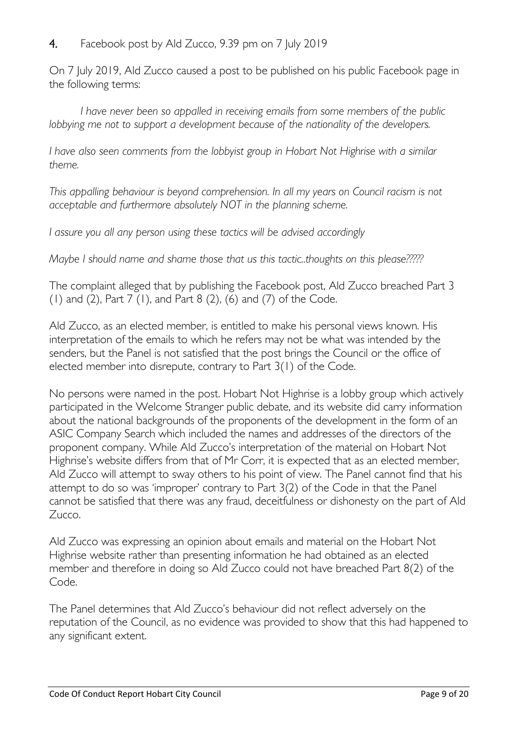## 4. Facebook post by Ald Zucco, 9.39 pm on 7 July 2019

On 7 July 2019, Ald Zucco caused a post to be published on his public Facebook page in the following terms:

> *I have never been so appalled in receiving emails from some members of the public lobbying me not to support a development because of the nationality of the developers.*
>
> *I have also seen comments from the lobbyist group in Hobart Not Highrise with a similar theme.*
>
> *This appalling behaviour is beyond comprehension. In all my years on Council racism is not acceptable and furthermore absolutely NOT in the planning scheme.*
>
> *I assure you all any person using these tactics will be advised accordingly*
>
> *Maybe I should name and shame those that us this tactic..thoughts on this please?????*

The complaint alleged that by publishing the Facebook post, Ald Zucco breached Part 3 (1) and (2), Part 7 (1), and Part 8 (2), (6) and (7) of the Code.

Ald Zucco, as an elected member, is entitled to make his personal views known. His interpretation of the emails to which he refers may not be what was intended by the senders, but the Panel is not satisfied that the post brings the Council or the office of elected member into disrepute, contrary to Part 3(1) of the Code.

No persons were named in the post. Hobart Not Highrise is a lobby group which actively participated in the Welcome Stranger public debate, and its website did carry information about the national backgrounds of the proponents of the development in the form of an ASIC Company Search which included the names and addresses of the directors of the proponent company. While Ald Zucco's interpretation of the material on Hobart Not Highrise's website differs from that of Mr Corr, it is expected that as an elected member, Ald Zucco will attempt to sway others to his point of view. The Panel cannot find that his attempt to do so was 'improper' contrary to Part 3(2) of the Code in that the Panel cannot be satisfied that there was any fraud, deceitfulness or dishonesty on the part of Ald Zucco.

Ald Zucco was expressing an opinion about emails and material on the Hobart Not Highrise website rather than presenting information he had obtained as an elected member and therefore in doing so Ald Zucco could not have breached Part 8(2) of the Code.

The Panel determines that Ald Zucco's behaviour did not reflect adversely on the reputation of the Council, as no evidence was provided to show that this had happened to any significant extent.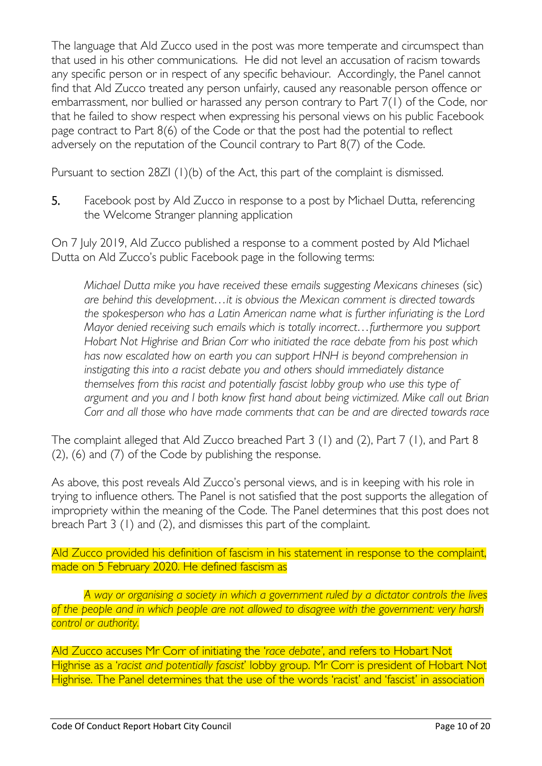The language that Ald Zucco used in the post was more temperate and circumspect than that used in his other communications. He did not level an accusation of racism towards any specific person or in respect of any specific behaviour. Accordingly, the Panel cannot find that Ald Zucco treated any person unfairly, caused any reasonable person offence or embarrassment, nor bullied or harassed any person contrary to Part 7(1) of the Code, nor that he failed to show respect when expressing his personal views on his public Facebook page contract to Part 8(6) of the Code or that the post had the potential to reflect adversely on the reputation of the Council contrary to Part 8(7) of the Code.

Pursuant to section 28ZI (1)(b) of the Act, this part of the complaint is dismissed.

**5.** Facebook post by Ald Zucco in response to a post by Michael Dutta, referencing the Welcome Stranger planning application

On 7 July 2019, Ald Zucco published a response to a comment posted by Ald Michael Dutta on Ald Zucco's public Facebook page in the following terms:

> *Michael Dutta mike you have received these emails suggesting Mexicans chineses* (sic) *are behind this development…it is obvious the Mexican comment is directed towards the spokesperson who has a Latin American name what is further infuriating is the Lord Mayor denied receiving such emails which is totally incorrect…furthermore you support Hobart Not Highrise and Brian Corr who initiated the race debate from his post which has now escalated how on earth you can support HNH is beyond comprehension in instigating this into a racist debate you and others should immediately distance themselves from this racist and potentially fascist lobby group who use this type of argument and you and I both know first hand about being victimized. Mike call out Brian Corr and all those who have made comments that can be and are directed towards race*

The complaint alleged that Ald Zucco breached Part 3 (1) and (2), Part 7 (1), and Part 8 (2), (6) and (7) of the Code by publishing the response.

As above, this post reveals Ald Zucco's personal views, and is in keeping with his role in trying to influence others. The Panel is not satisfied that the post supports the allegation of impropriety within the meaning of the Code. The Panel determines that this post does not breach Part 3 (1) and (2), and dismisses this part of the complaint.

Ald Zucco provided his definition of fascism in his statement in response to the complaint, made on 5 February 2020. He defined fascism as

> *A way or organising a society in which a government ruled by a dictator controls the lives of the people and in which people are not allowed to disagree with the government: very harsh control or authority.*

Ald Zucco accuses Mr Corr of initiating the '*race debate*', and refers to Hobart Not Highrise as a '*racist and potentially fascist*' lobby group. Mr Corr is president of Hobart Not Highrise. The Panel determines that the use of the words 'racist' and 'fascist' in association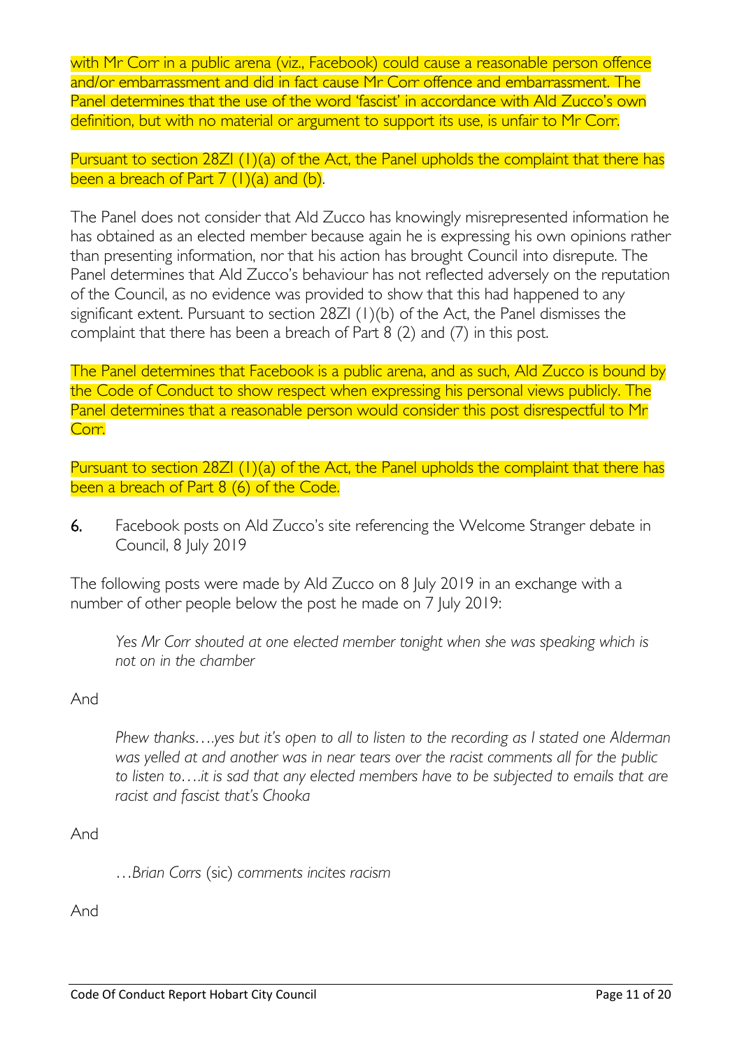with Mr Corr in a public arena (viz., Facebook) could cause a reasonable person offence and/or embarrassment and did in fact cause Mr Corr offence and embarrassment. The Panel determines that the use of the word 'fascist' in accordance with Ald Zucco's own definition, but with no material or argument to support its use, is unfair to Mr Corr.

Pursuant to section 28ZI (1)(a) of the Act, the Panel upholds the complaint that there has been a breach of Part 7 (1)(a) and (b).

The Panel does not consider that Ald Zucco has knowingly misrepresented information he has obtained as an elected member because again he is expressing his own opinions rather than presenting information, nor that his action has brought Council into disrepute. The Panel determines that Ald Zucco's behaviour has not reflected adversely on the reputation of the Council, as no evidence was provided to show that this had happened to any significant extent. Pursuant to section 28ZI (1)(b) of the Act, the Panel dismisses the complaint that there has been a breach of Part 8 (2) and (7) in this post.

The Panel determines that Facebook is a public arena, and as such, Ald Zucco is bound by the Code of Conduct to show respect when expressing his personal views publicly. The Panel determines that a reasonable person would consider this post disrespectful to Mr Corr.

Pursuant to section 28ZI (1)(a) of the Act, the Panel upholds the complaint that there has been a breach of Part 8 (6) of the Code.

**6.** Facebook posts on Ald Zucco's site referencing the Welcome Stranger debate in Council, 8 July 2019

The following posts were made by Ald Zucco on 8 July 2019 in an exchange with a number of other people below the post he made on 7 July 2019:

> *Yes Mr Corr shouted at one elected member tonight when she was speaking which is not on in the chamber*

And

> *Phew thanks….yes but it's open to all to listen to the recording as I stated one Alderman was yelled at and another was in near tears over the racist comments all for the public to listen to….it is sad that any elected members have to be subjected to emails that are racist and fascist that's Chooka*

And

> *…Brian Corrs* (sic) *comments incites racism*

And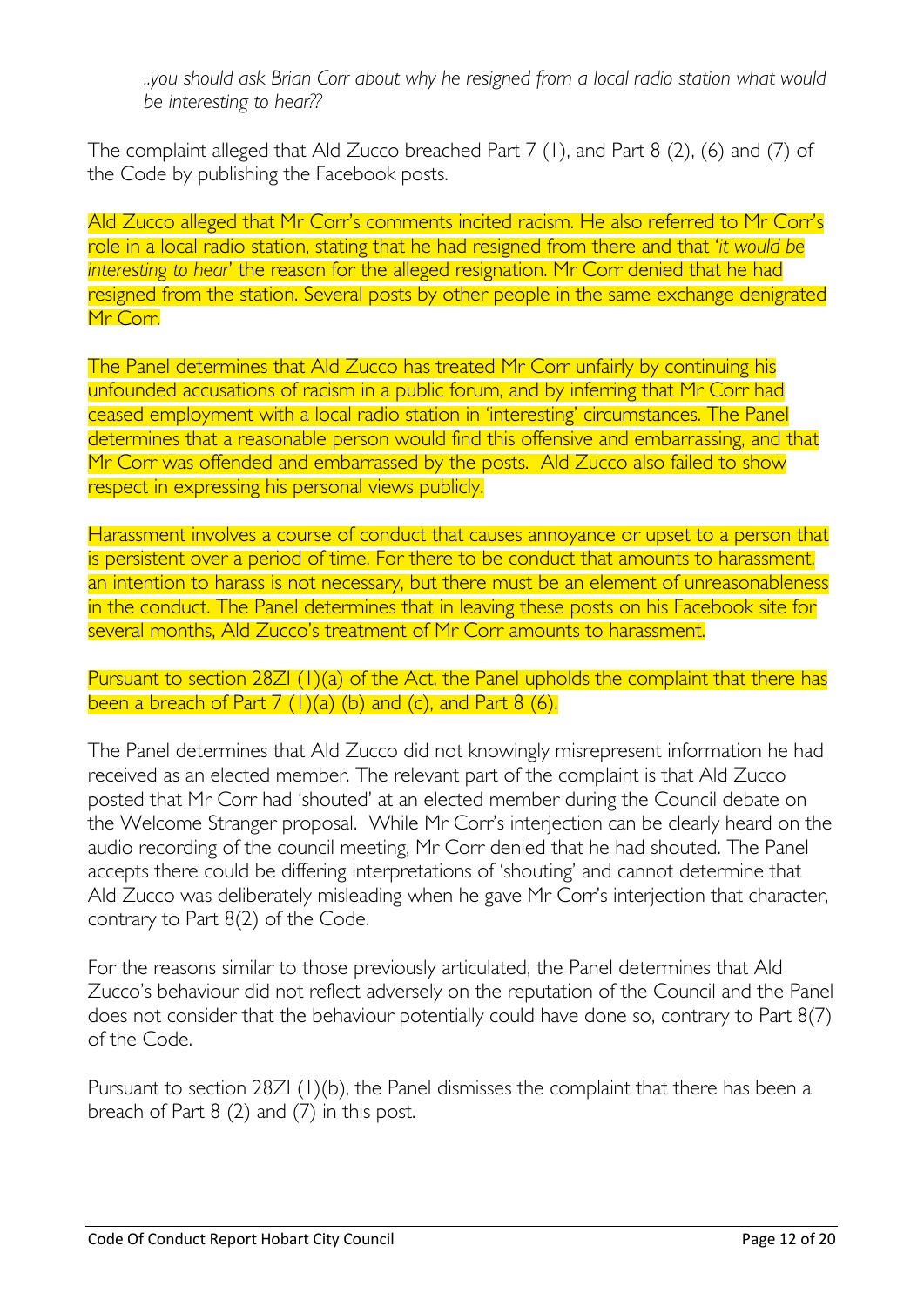*..you should ask Brian Corr about why he resigned from a local radio station what would be interesting to hear??*

The complaint alleged that Ald Zucco breached Part 7 (1), and Part 8 (2), (6) and (7) of the Code by publishing the Facebook posts.

Ald Zucco alleged that Mr Corr's comments incited racism. He also referred to Mr Corr's role in a local radio station, stating that he had resigned from there and that '*it would be interesting to hear*' the reason for the alleged resignation. Mr Corr denied that he had resigned from the station. Several posts by other people in the same exchange denigrated Mr Corr.

The Panel determines that Ald Zucco has treated Mr Corr unfairly by continuing his unfounded accusations of racism in a public forum, and by inferring that Mr Corr had ceased employment with a local radio station in 'interesting' circumstances. The Panel determines that a reasonable person would find this offensive and embarrassing, and that Mr Corr was offended and embarrassed by the posts. Ald Zucco also failed to show respect in expressing his personal views publicly.

Harassment involves a course of conduct that causes annoyance or upset to a person that is persistent over a period of time. For there to be conduct that amounts to harassment, an intention to harass is not necessary, but there must be an element of unreasonableness in the conduct. The Panel determines that in leaving these posts on his Facebook site for several months, Ald Zucco's treatment of Mr Corr amounts to harassment.

Pursuant to section 28ZI (1)(a) of the Act, the Panel upholds the complaint that there has been a breach of Part 7 (1)(a) (b) and (c), and Part 8 (6).

The Panel determines that Ald Zucco did not knowingly misrepresent information he had received as an elected member. The relevant part of the complaint is that Ald Zucco posted that Mr Corr had 'shouted' at an elected member during the Council debate on the Welcome Stranger proposal. While Mr Corr's interjection can be clearly heard on the audio recording of the council meeting, Mr Corr denied that he had shouted. The Panel accepts there could be differing interpretations of 'shouting' and cannot determine that Ald Zucco was deliberately misleading when he gave Mr Corr's interjection that character, contrary to Part 8(2) of the Code.

For the reasons similar to those previously articulated, the Panel determines that Ald Zucco's behaviour did not reflect adversely on the reputation of the Council and the Panel does not consider that the behaviour potentially could have done so, contrary to Part 8(7) of the Code.

Pursuant to section 28ZI (1)(b), the Panel dismisses the complaint that there has been a breach of Part 8 (2) and (7) in this post.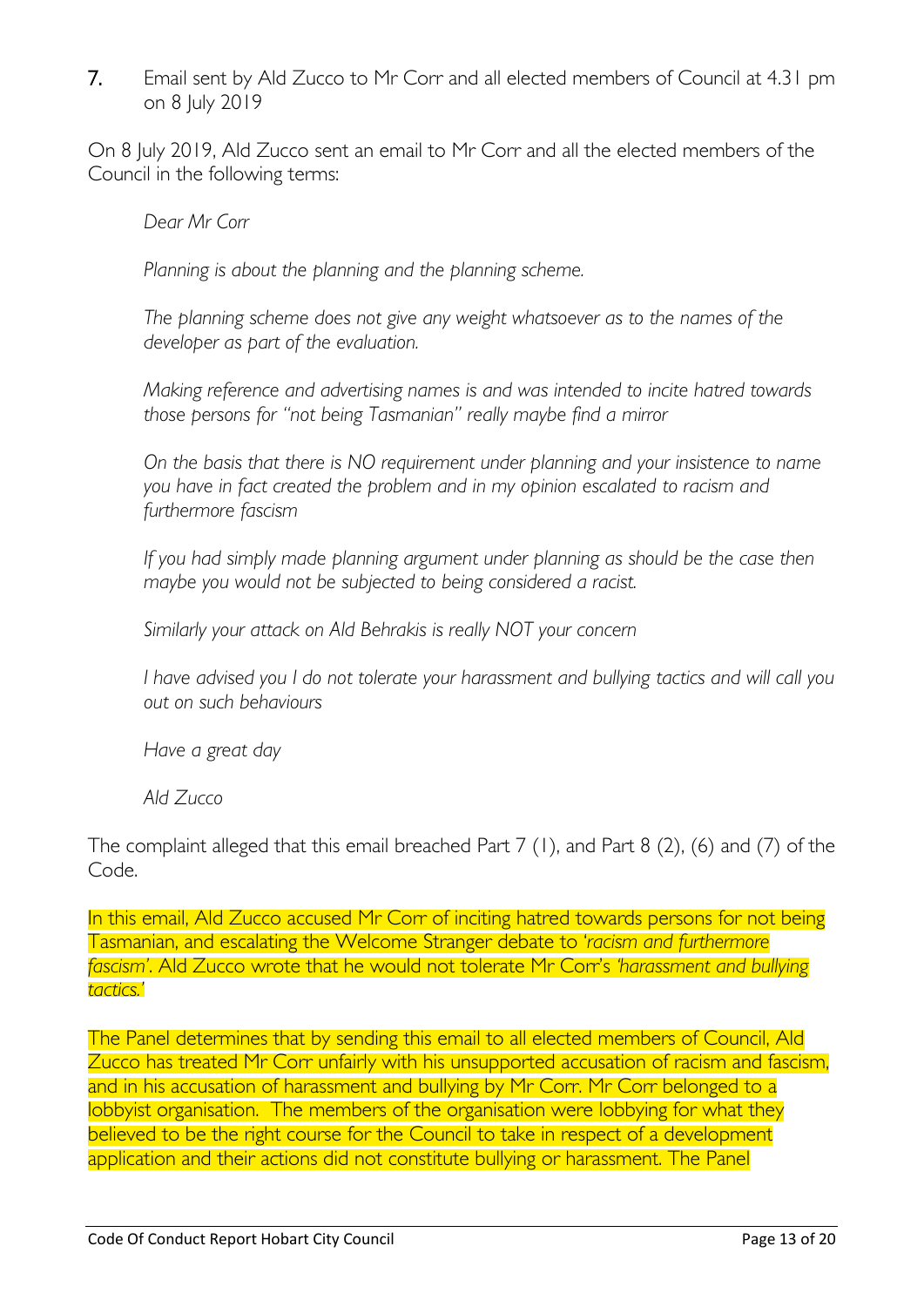7. Email sent by Ald Zucco to Mr Corr and all elected members of Council at 4.31 pm on 8 July 2019

On 8 July 2019, Ald Zucco sent an email to Mr Corr and all the elected members of the Council in the following terms:

> *Dear Mr Corr*
>
> *Planning is about the planning and the planning scheme.*
>
> *The planning scheme does not give any weight whatsoever as to the names of the developer as part of the evaluation.*
>
> *Making reference and advertising names is and was intended to incite hatred towards those persons for "not being Tasmanian" really maybe find a mirror*
>
> *On the basis that there is NO requirement under planning and your insistence to name you have in fact created the problem and in my opinion escalated to racism and furthermore fascism*
>
> *If you had simply made planning argument under planning as should be the case then maybe you would not be subjected to being considered a racist.*
>
> *Similarly your attack on Ald Behrakis is really NOT your concern*
>
> *I have advised you I do not tolerate your harassment and bullying tactics and will call you out on such behaviours*
>
> *Have a great day*
>
> *Ald Zucco*

The complaint alleged that this email breached Part 7 (1), and Part 8 (2), (6) and (7) of the Code.

In this email, Ald Zucco accused Mr Corr of inciting hatred towards persons for not being Tasmanian, and escalating the Welcome Stranger debate to *'racism and furthermore fascism'*. Ald Zucco wrote that he would not tolerate Mr Corr's *'harassment and bullying tactics.'*

The Panel determines that by sending this email to all elected members of Council, Ald Zucco has treated Mr Corr unfairly with his unsupported accusation of racism and fascism, and in his accusation of harassment and bullying by Mr Corr. Mr Corr belonged to a lobbyist organisation. The members of the organisation were lobbying for what they believed to be the right course for the Council to take in respect of a development application and their actions did not constitute bullying or harassment. The Panel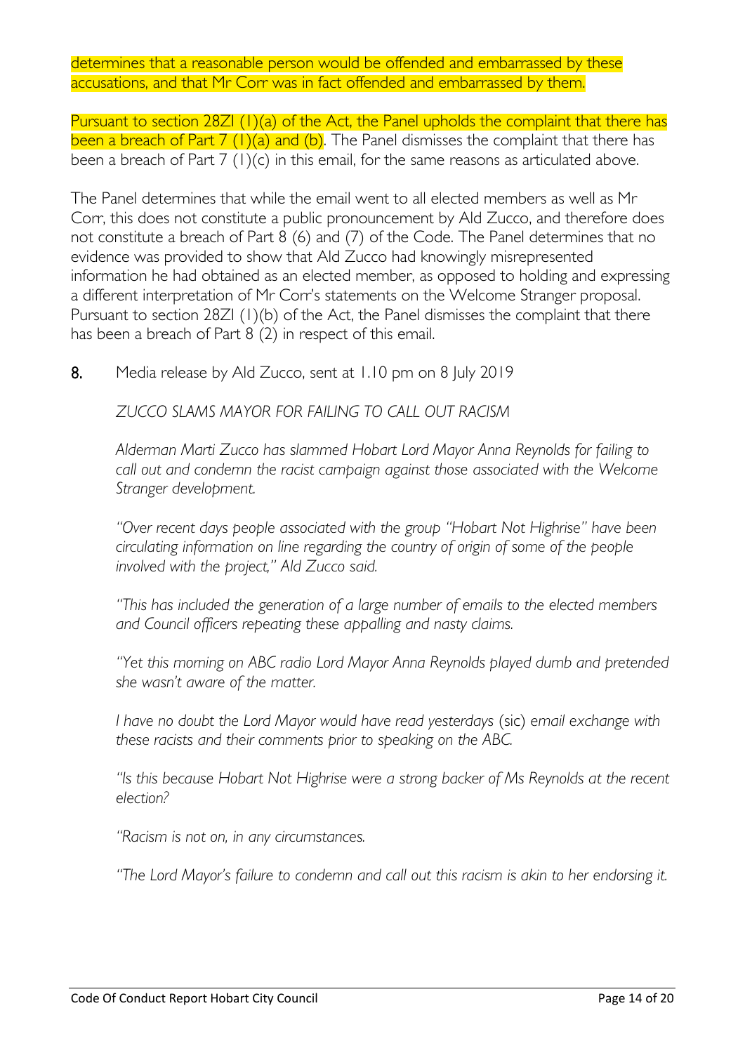determines that a reasonable person would be offended and embarrassed by these accusations, and that Mr Corr was in fact offended and embarrassed by them.

Pursuant to section 28ZI (1)(a) of the Act, the Panel upholds the complaint that there has been a breach of Part 7 (1)(a) and (b). The Panel dismisses the complaint that there has been a breach of Part 7 (1)(c) in this email, for the same reasons as articulated above.

The Panel determines that while the email went to all elected members as well as Mr Corr, this does not constitute a public pronouncement by Ald Zucco, and therefore does not constitute a breach of Part 8 (6) and (7) of the Code. The Panel determines that no evidence was provided to show that Ald Zucco had knowingly misrepresented information he had obtained as an elected member, as opposed to holding and expressing a different interpretation of Mr Corr's statements on the Welcome Stranger proposal. Pursuant to section 28ZI (1)(b) of the Act, the Panel dismisses the complaint that there has been a breach of Part 8 (2) in respect of this email.

8. Media release by Ald Zucco, sent at 1.10 pm on 8 July 2019

*ZUCCO SLAMS MAYOR FOR FAILING TO CALL OUT RACISM*

*Alderman Marti Zucco has slammed Hobart Lord Mayor Anna Reynolds for failing to call out and condemn the racist campaign against those associated with the Welcome Stranger development.*

*"Over recent days people associated with the group "Hobart Not Highrise" have been circulating information on line regarding the country of origin of some of the people involved with the project," Ald Zucco said.*

*"This has included the generation of a large number of emails to the elected members and Council officers repeating these appalling and nasty claims.*

*"Yet this morning on ABC radio Lord Mayor Anna Reynolds played dumb and pretended she wasn't aware of the matter.*

*I have no doubt the Lord Mayor would have read yesterdays* (sic) *email exchange with these racists and their comments prior to speaking on the ABC.*

*"Is this because Hobart Not Highrise were a strong backer of Ms Reynolds at the recent election?*

*"Racism is not on, in any circumstances.*

*"The Lord Mayor's failure to condemn and call out this racism is akin to her endorsing it.*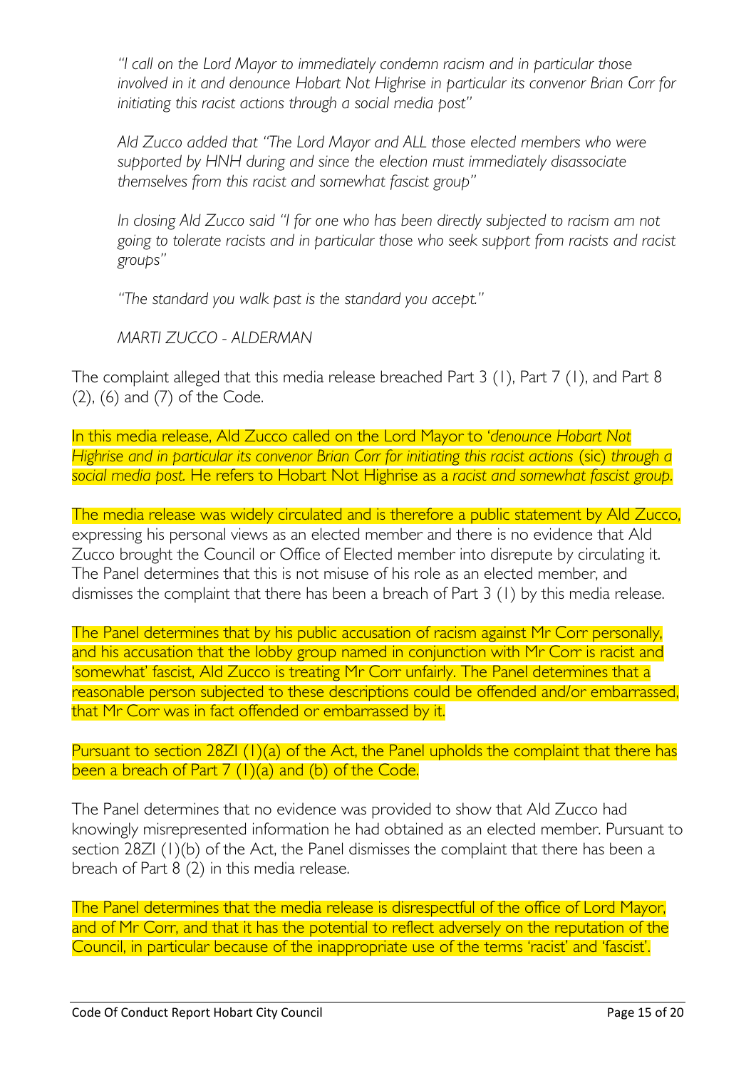*"I call on the Lord Mayor to immediately condemn racism and in particular those involved in it and denounce Hobart Not Highrise in particular its convenor Brian Corr for initiating this racist actions through a social media post"*

*Ald Zucco added that "The Lord Mayor and ALL those elected members who were supported by HNH during and since the election must immediately disassociate themselves from this racist and somewhat fascist group"*

*In closing Ald Zucco said "I for one who has been directly subjected to racism am not going to tolerate racists and in particular those who seek support from racists and racist groups"*

*"The standard you walk past is the standard you accept."*

*MARTI ZUCCO - ALDERMAN*

The complaint alleged that this media release breached Part 3 (1), Part 7 (1), and Part 8 (2), (6) and (7) of the Code.

In this media release, Ald Zucco called on the Lord Mayor to '*denounce Hobart Not Highrise and in particular its convenor Brian Corr for initiating this racist actions* (sic) *through a social media post.* He refers to Hobart Not Highrise as a *racist and somewhat fascist group.*

The media release was widely circulated and is therefore a public statement by Ald Zucco, expressing his personal views as an elected member and there is no evidence that Ald Zucco brought the Council or Office of Elected member into disrepute by circulating it. The Panel determines that this is not misuse of his role as an elected member, and dismisses the complaint that there has been a breach of Part 3 (1) by this media release.

The Panel determines that by his public accusation of racism against Mr Corr personally, and his accusation that the lobby group named in conjunction with Mr Corr is racist and 'somewhat' fascist, Ald Zucco is treating Mr Corr unfairly. The Panel determines that a reasonable person subjected to these descriptions could be offended and/or embarrassed, that Mr Corr was in fact offended or embarrassed by it.

Pursuant to section 28ZI (1)(a) of the Act, the Panel upholds the complaint that there has been a breach of Part 7 (1)(a) and (b) of the Code.

The Panel determines that no evidence was provided to show that Ald Zucco had knowingly misrepresented information he had obtained as an elected member. Pursuant to section 28ZI (1)(b) of the Act, the Panel dismisses the complaint that there has been a breach of Part 8 (2) in this media release.

The Panel determines that the media release is disrespectful of the office of Lord Mayor, and of Mr Corr, and that it has the potential to reflect adversely on the reputation of the Council, in particular because of the inappropriate use of the terms 'racist' and 'fascist'.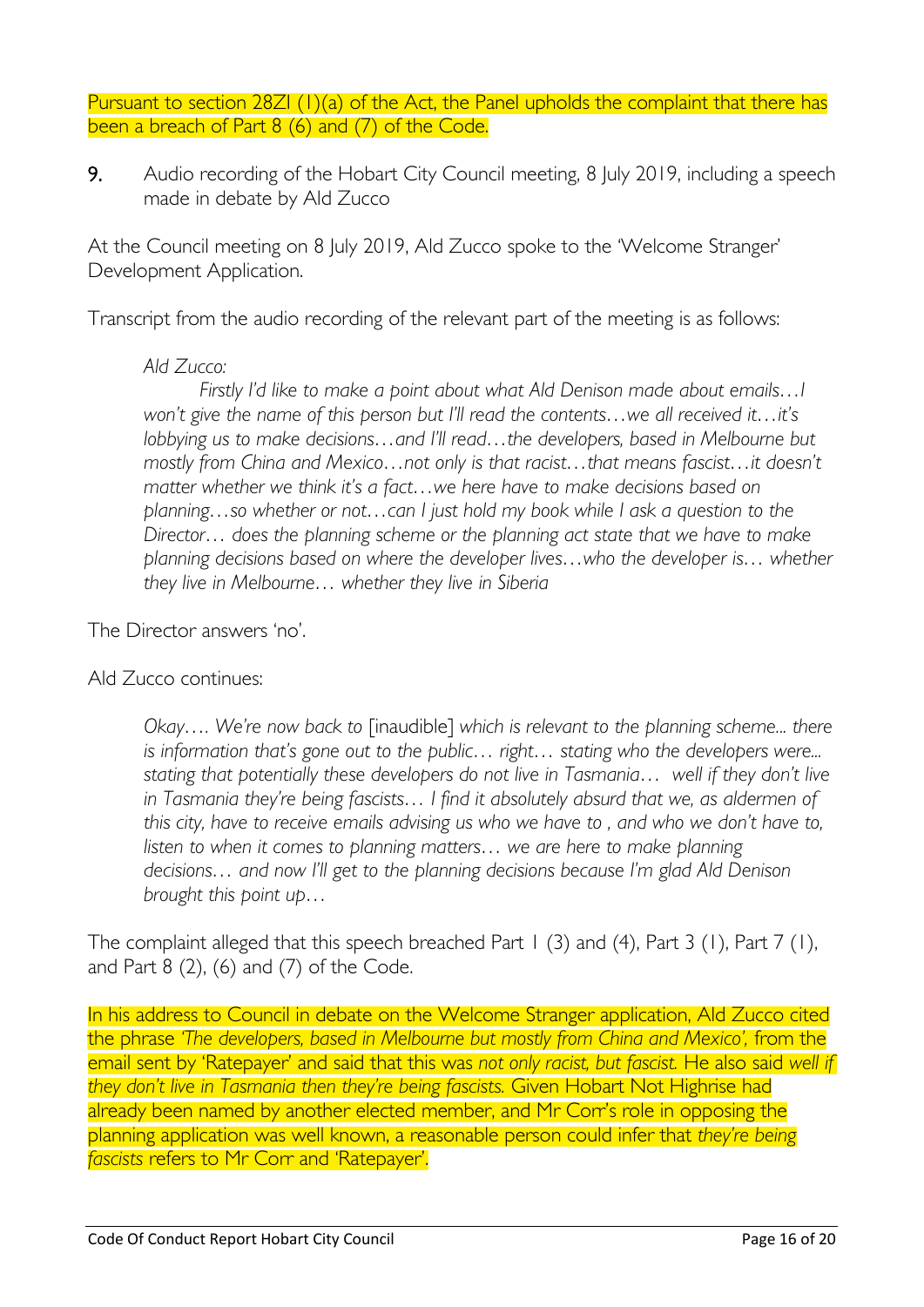Pursuant to section 28ZI (1)(a) of the Act, the Panel upholds the complaint that there has been a breach of Part 8 (6) and (7) of the Code.

**9.** Audio recording of the Hobart City Council meeting, 8 July 2019, including a speech made in debate by Ald Zucco

At the Council meeting on 8 July 2019, Ald Zucco spoke to the 'Welcome Stranger' Development Application.

Transcript from the audio recording of the relevant part of the meeting is as follows:

> *Ald Zucco:*
>
> *Firstly I'd like to make a point about what Ald Denison made about emails…I won't give the name of this person but I'll read the contents…we all received it…it's lobbying us to make decisions…and I'll read…the developers, based in Melbourne but mostly from China and Mexico…not only is that racist…that means fascist…it doesn't matter whether we think it's a fact…we here have to make decisions based on planning…so whether or not…can I just hold my book while I ask a question to the Director… does the planning scheme or the planning act state that we have to make planning decisions based on where the developer lives…who the developer is… whether they live in Melbourne… whether they live in Siberia*

The Director answers 'no'.

Ald Zucco continues:

> *Okay…. We're now back to* [inaudible] *which is relevant to the planning scheme... there is information that's gone out to the public… right… stating who the developers were... stating that potentially these developers do not live in Tasmania… well if they don't live in Tasmania they're being fascists… I find it absolutely absurd that we, as aldermen of this city, have to receive emails advising us who we have to , and who we don't have to, listen to when it comes to planning matters… we are here to make planning decisions… and now I'll get to the planning decisions because I'm glad Ald Denison brought this point up…*

The complaint alleged that this speech breached Part 1 (3) and (4), Part 3 (1), Part 7 (1), and Part 8 (2), (6) and (7) of the Code.

In his address to Council in debate on the Welcome Stranger application, Ald Zucco cited the phrase *'The developers, based in Melbourne but mostly from China and Mexico',* from the email sent by 'Ratepayer' and said that this was *not only racist, but fascist.* He also said *well if they don't live in Tasmania then they're being fascists.* Given Hobart Not Highrise had already been named by another elected member, and Mr Corr's role in opposing the planning application was well known, a reasonable person could infer that *they're being fascists* refers to Mr Corr and 'Ratepayer'.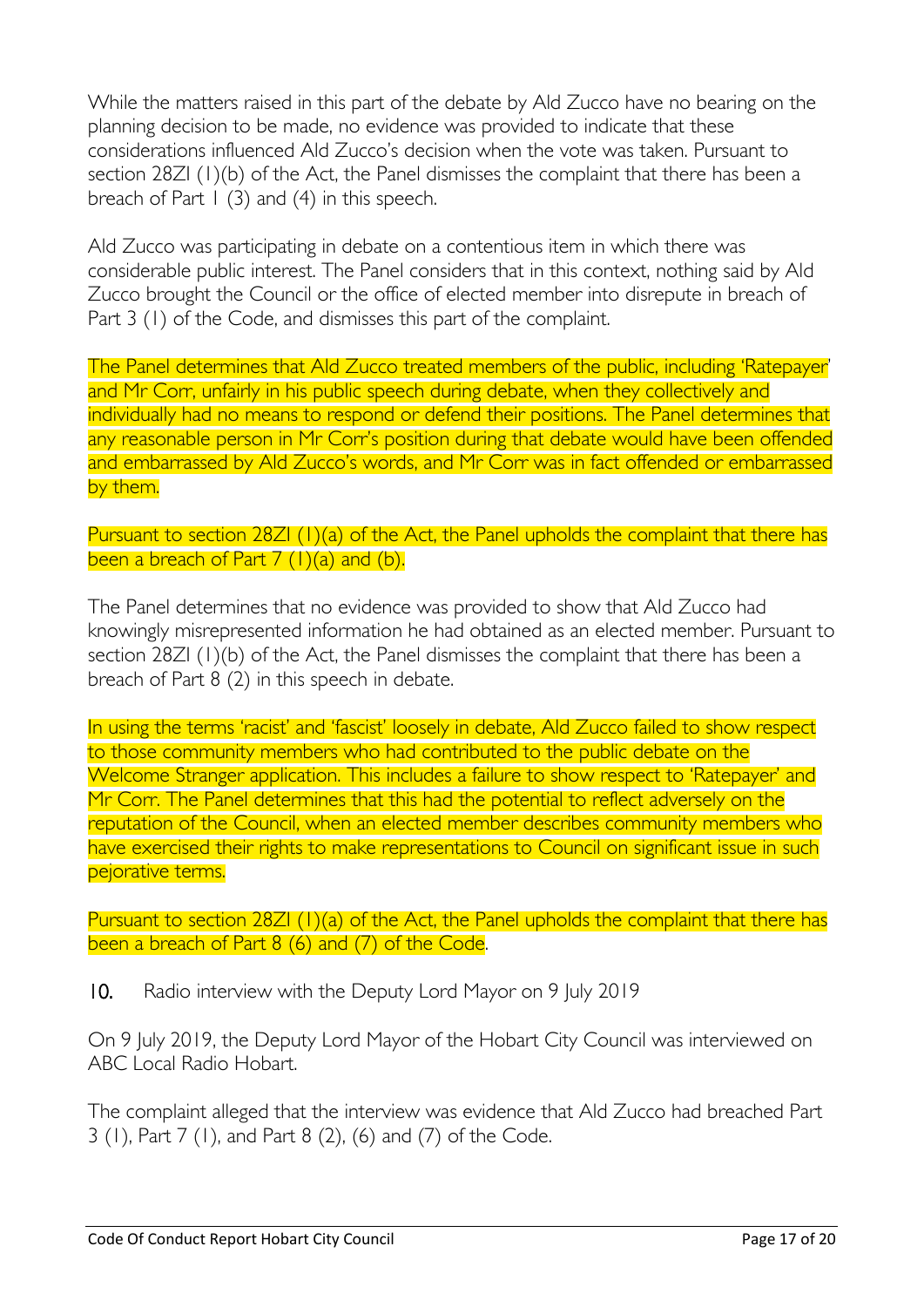While the matters raised in this part of the debate by Ald Zucco have no bearing on the planning decision to be made, no evidence was provided to indicate that these considerations influenced Ald Zucco's decision when the vote was taken. Pursuant to section 28ZI (1)(b) of the Act, the Panel dismisses the complaint that there has been a breach of Part 1 (3) and (4) in this speech.

Ald Zucco was participating in debate on a contentious item in which there was considerable public interest. The Panel considers that in this context, nothing said by Ald Zucco brought the Council or the office of elected member into disrepute in breach of Part 3 (1) of the Code, and dismisses this part of the complaint.

The Panel determines that Ald Zucco treated members of the public, including 'Ratepayer' and Mr Corr, unfairly in his public speech during debate, when they collectively and individually had no means to respond or defend their positions. The Panel determines that any reasonable person in Mr Corr's position during that debate would have been offended and embarrassed by Ald Zucco's words, and Mr Corr was in fact offended or embarrassed by them.

Pursuant to section 28ZI (1)(a) of the Act, the Panel upholds the complaint that there has been a breach of Part 7 (1)(a) and (b).

The Panel determines that no evidence was provided to show that Ald Zucco had knowingly misrepresented information he had obtained as an elected member. Pursuant to section 28ZI (1)(b) of the Act, the Panel dismisses the complaint that there has been a breach of Part 8 (2) in this speech in debate.

In using the terms 'racist' and 'fascist' loosely in debate, Ald Zucco failed to show respect to those community members who had contributed to the public debate on the Welcome Stranger application. This includes a failure to show respect to 'Ratepayer' and Mr Corr. The Panel determines that this had the potential to reflect adversely on the reputation of the Council, when an elected member describes community members who have exercised their rights to make representations to Council on significant issue in such pejorative terms.

Pursuant to section 28ZI (1)(a) of the Act, the Panel upholds the complaint that there has been a breach of Part 8 (6) and (7) of the Code.

## 10. Radio interview with the Deputy Lord Mayor on 9 July 2019

On 9 July 2019, the Deputy Lord Mayor of the Hobart City Council was interviewed on ABC Local Radio Hobart.

The complaint alleged that the interview was evidence that Ald Zucco had breached Part 3 (1), Part 7 (1), and Part 8 (2), (6) and (7) of the Code.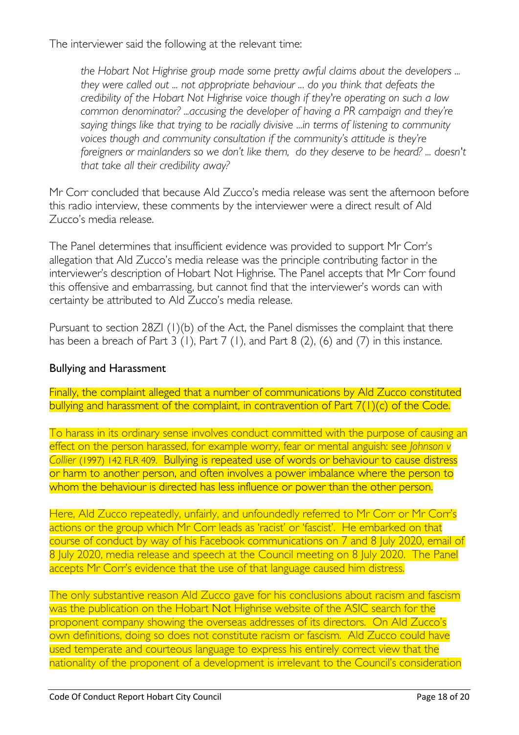The interviewer said the following at the relevant time:

> *the Hobart Not Highrise group made some pretty awful claims about the developers ... they were called out ... not appropriate behaviour ... do you think that defeats the credibility of the Hobart Not Highrise voice though if they're operating on such a low common denominator? ...accusing the developer of having a PR campaign and they're saying things like that trying to be racially divisive ...in terms of listening to community voices though and community consultation if the community's attitude is they're foreigners or mainlanders so we don't like them, do they deserve to be heard? ... doesn't that take all their credibility away?*

Mr Corr concluded that because Ald Zucco's media release was sent the afternoon before this radio interview, these comments by the interviewer were a direct result of Ald Zucco's media release.

The Panel determines that insufficient evidence was provided to support Mr Corr's allegation that Ald Zucco's media release was the principle contributing factor in the interviewer's description of Hobart Not Highrise. The Panel accepts that Mr Corr found this offensive and embarrassing, but cannot find that the interviewer's words can with certainty be attributed to Ald Zucco's media release.

Pursuant to section 28ZI (1)(b) of the Act, the Panel dismisses the complaint that there has been a breach of Part 3 (1), Part 7 (1), and Part 8 (2), (6) and (7) in this instance.

## Bullying and Harassment

Finally, the complaint alleged that a number of communications by Ald Zucco constituted bullying and harassment of the complaint, in contravention of Part 7(1)(c) of the Code.

To harass in its ordinary sense involves conduct committed with the purpose of causing an effect on the person harassed, for example worry, fear or mental anguish: see *Johnson v Collier* (1997) 142 FLR 409. Bullying is repeated use of words or behaviour to cause distress or harm to another person, and often involves a power imbalance where the person to whom the behaviour is directed has less influence or power than the other person.

Here, Ald Zucco repeatedly, unfairly, and unfoundedly referred to Mr Corr or Mr Corr's actions or the group which Mr Corr leads as 'racist' or 'fascist'. He embarked on that course of conduct by way of his Facebook communications on 7 and 8 July 2020, email of 8 July 2020, media release and speech at the Council meeting on 8 July 2020. The Panel accepts Mr Corr's evidence that the use of that language caused him distress.

The only substantive reason Ald Zucco gave for his conclusions about racism and fascism was the publication on the Hobart Not Highrise website of the ASIC search for the proponent company showing the overseas addresses of its directors. On Ald Zucco's own definitions, doing so does not constitute racism or fascism. Ald Zucco could have used temperate and courteous language to express his entirely correct view that the nationality of the proponent of a development is irrelevant to the Council's consideration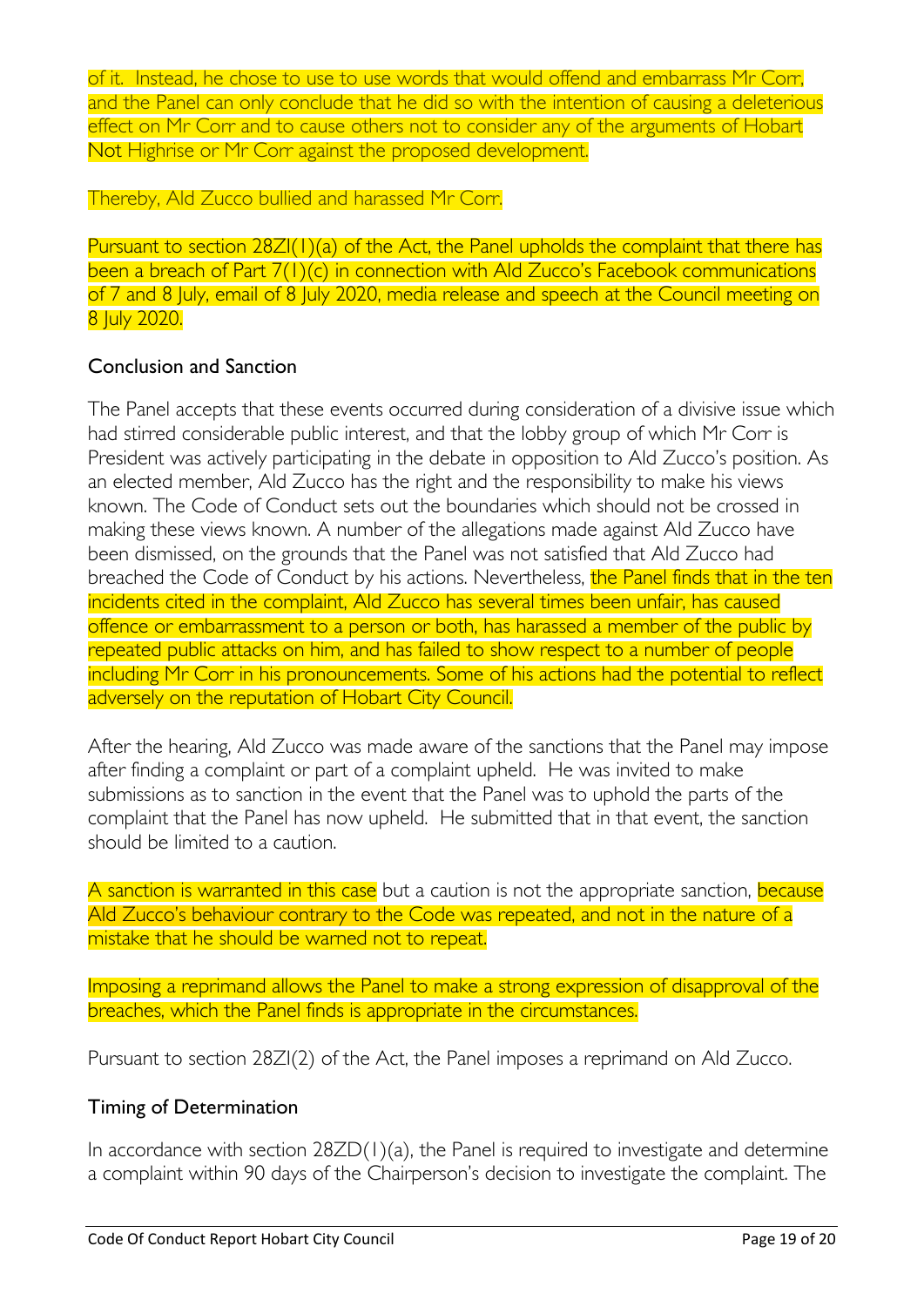of it. Instead, he chose to use to use words that would offend and embarrass Mr Corr, and the Panel can only conclude that he did so with the intention of causing a deleterious effect on Mr Corr and to cause others not to consider any of the arguments of Hobart Not Highrise or Mr Corr against the proposed development.

Thereby, Ald Zucco bullied and harassed Mr Corr.

Pursuant to section 28ZI(1)(a) of the Act, the Panel upholds the complaint that there has been a breach of Part 7(1)(c) in connection with Ald Zucco's Facebook communications of 7 and 8 July, email of 8 July 2020, media release and speech at the Council meeting on 8 July 2020.

## Conclusion and Sanction

The Panel accepts that these events occurred during consideration of a divisive issue which had stirred considerable public interest, and that the lobby group of which Mr Corr is President was actively participating in the debate in opposition to Ald Zucco's position. As an elected member, Ald Zucco has the right and the responsibility to make his views known. The Code of Conduct sets out the boundaries which should not be crossed in making these views known. A number of the allegations made against Ald Zucco have been dismissed, on the grounds that the Panel was not satisfied that Ald Zucco had breached the Code of Conduct by his actions. Nevertheless, the Panel finds that in the ten incidents cited in the complaint, Ald Zucco has several times been unfair, has caused offence or embarrassment to a person or both, has harassed a member of the public by repeated public attacks on him, and has failed to show respect to a number of people including Mr Corr in his pronouncements. Some of his actions had the potential to reflect adversely on the reputation of Hobart City Council.

After the hearing, Ald Zucco was made aware of the sanctions that the Panel may impose after finding a complaint or part of a complaint upheld. He was invited to make submissions as to sanction in the event that the Panel was to uphold the parts of the complaint that the Panel has now upheld. He submitted that in that event, the sanction should be limited to a caution.

A sanction is warranted in this case but a caution is not the appropriate sanction, because Ald Zucco's behaviour contrary to the Code was repeated, and not in the nature of a mistake that he should be warned not to repeat.

Imposing a reprimand allows the Panel to make a strong expression of disapproval of the breaches, which the Panel finds is appropriate in the circumstances.

Pursuant to section 28ZI(2) of the Act, the Panel imposes a reprimand on Ald Zucco.

## Timing of Determination

In accordance with section 28ZD(1)(a), the Panel is required to investigate and determine a complaint within 90 days of the Chairperson's decision to investigate the complaint. The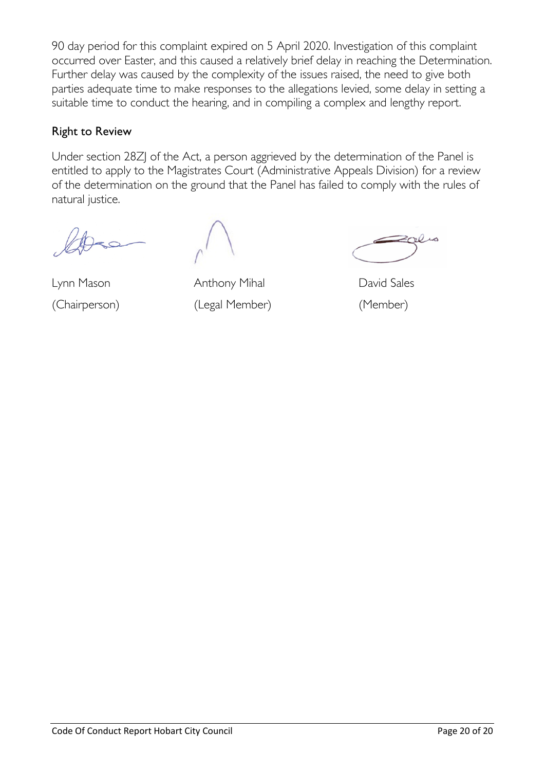90 day period for this complaint expired on 5 April 2020. Investigation of this complaint occurred over Easter, and this caused a relatively brief delay in reaching the Determination. Further delay was caused by the complexity of the issues raised, the need to give both parties adequate time to make responses to the allegations levied, some delay in setting a suitable time to conduct the hearing, and in compiling a complex and lengthy report.

## Right to Review

Under section 28ZJ of the Act, a person aggrieved by the determination of the Panel is entitled to apply to the Magistrates Court (Administrative Appeals Division) for a review of the determination on the ground that the Panel has failed to comply with the rules of natural justice.

| | | |
|---|---|---|
| Lynn Mason | Anthony Mihal | David Sales |
| (Chairperson) | (Legal Member) | (Member) |